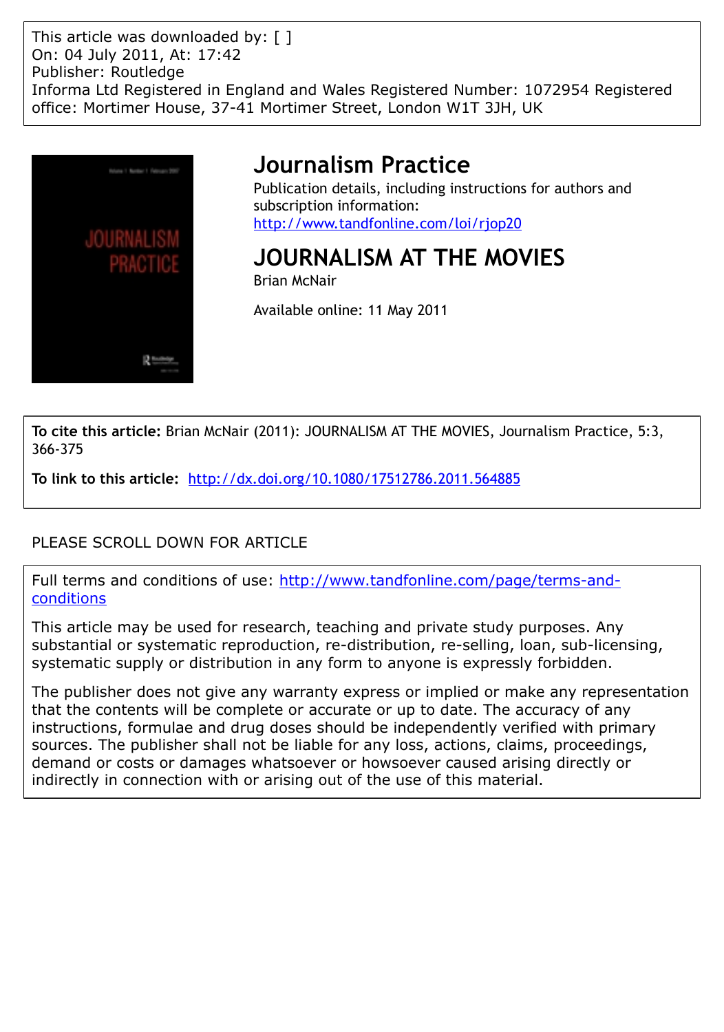This article was downloaded by: [ ]
On: 04 July 2011, At: 17:42
Publisher: Routledge
Informa Ltd Registered in England and Wales Registered Number: 1072954 Registered office: Mortimer House, 37-41 Mortimer Street, London W1T 3JH, UK

# Journalism Practice

Publication details, including instructions for authors and subscription information:
http://www.tandfonline.com/loi/rjop20

## JOURNALISM AT THE MOVIES

Brian McNair

Available online: 11 May 2011

**To cite this article:** Brian McNair (2011): JOURNALISM AT THE MOVIES, Journalism Practice, 5:3, 366-375

**To link to this article:** http://dx.doi.org/10.1080/17512786.2011.564885

PLEASE SCROLL DOWN FOR ARTICLE

Full terms and conditions of use: http://www.tandfonline.com/page/terms-and-conditions

This article may be used for research, teaching and private study purposes. Any substantial or systematic reproduction, re-distribution, re-selling, loan, sub-licensing, systematic supply or distribution in any form to anyone is expressly forbidden.

The publisher does not give any warranty express or implied or make any representation that the contents will be complete or accurate or up to date. The accuracy of any instructions, formulae and drug doses should be independently verified with primary sources. The publisher shall not be liable for any loss, actions, claims, proceedings, demand or costs or damages whatsoever or howsoever caused arising directly or indirectly in connection with or arising out of the use of this material.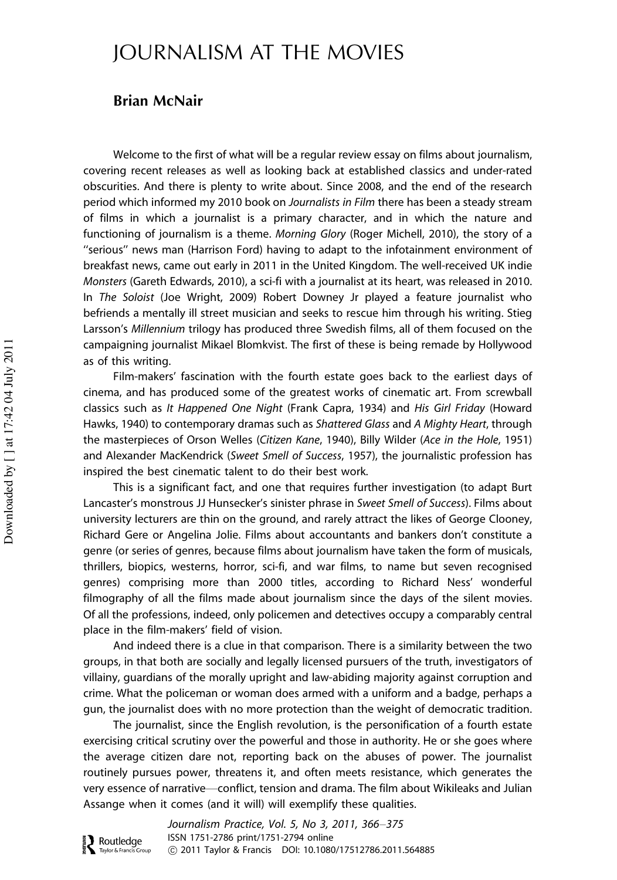# JOURNALISM AT THE MOVIES

**Brian McNair**

Welcome to the first of what will be a regular review essay on films about journalism, covering recent releases as well as looking back at established classics and under-rated obscurities. And there is plenty to write about. Since 2008, and the end of the research period which informed my 2010 book on *Journalists in Film* there has been a steady stream of films in which a journalist is a primary character, and in which the nature and functioning of journalism is a theme. *Morning Glory* (Roger Michell, 2010), the story of a ''serious'' news man (Harrison Ford) having to adapt to the infotainment environment of breakfast news, came out early in 2011 in the United Kingdom. The well-received UK indie *Monsters* (Gareth Edwards, 2010), a sci-fi with a journalist at its heart, was released in 2010. In *The Soloist* (Joe Wright, 2009) Robert Downey Jr played a feature journalist who befriends a mentally ill street musician and seeks to rescue him through his writing. Stieg Larsson's *Millennium* trilogy has produced three Swedish films, all of them focused on the campaigning journalist Mikael Blomkvist. The first of these is being remade by Hollywood as of this writing.

Film-makers' fascination with the fourth estate goes back to the earliest days of cinema, and has produced some of the greatest works of cinematic art. From screwball classics such as *It Happened One Night* (Frank Capra, 1934) and *His Girl Friday* (Howard Hawks, 1940) to contemporary dramas such as *Shattered Glass* and *A Mighty Heart*, through the masterpieces of Orson Welles (*Citizen Kane*, 1940), Billy Wilder (*Ace in the Hole*, 1951) and Alexander MacKendrick (*Sweet Smell of Success*, 1957), the journalistic profession has inspired the best cinematic talent to do their best work.

This is a significant fact, and one that requires further investigation (to adapt Burt Lancaster's monstrous JJ Hunsecker's sinister phrase in *Sweet Smell of Success*). Films about university lecturers are thin on the ground, and rarely attract the likes of George Clooney, Richard Gere or Angelina Jolie. Films about accountants and bankers don't constitute a genre (or series of genres, because films about journalism have taken the form of musicals, thrillers, biopics, westerns, horror, sci-fi, and war films, to name but seven recognised genres) comprising more than 2000 titles, according to Richard Ness' wonderful filmography of all the films made about journalism since the days of the silent movies. Of all the professions, indeed, only policemen and detectives occupy a comparably central place in the film-makers' field of vision.

And indeed there is a clue in that comparison. There is a similarity between the two groups, in that both are socially and legally licensed pursuers of the truth, investigators of villainy, guardians of the morally upright and law-abiding majority against corruption and crime. What the policeman or woman does armed with a uniform and a badge, perhaps a gun, the journalist does with no more protection than the weight of democratic tradition.

The journalist, since the English revolution, is the personification of a fourth estate exercising critical scrutiny over the powerful and those in authority. He or she goes where the average citizen dare not, reporting back on the abuses of power. The journalist routinely pursues power, threatens it, and often meets resistance, which generates the very essence of narrative—conflict, tension and drama. The film about Wikileaks and Julian Assange when it comes (and it will) will exemplify these qualities.

ISSN 1751-2786 print/1751-2794 online
© 2011 Taylor & Francis DOI: 10.1080/17512786.2011.564885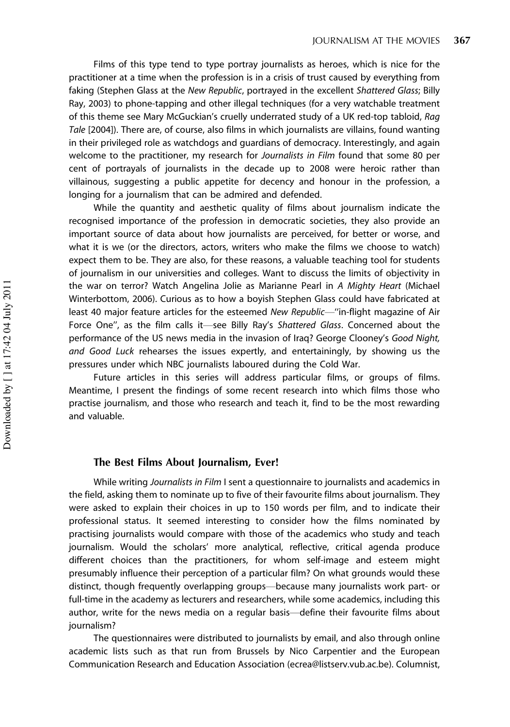Films of this type tend to type portray journalists as heroes, which is nice for the practitioner at a time when the profession is in a crisis of trust caused by everything from faking (Stephen Glass at the *New Republic*, portrayed in the excellent *Shattered Glass*; Billy Ray, 2003) to phone-tapping and other illegal techniques (for a very watchable treatment of this theme see Mary McGuckian's cruelly underrated study of a UK red-top tabloid, *Rag Tale* [2004]). There are, of course, also films in which journalists are villains, found wanting in their privileged role as watchdogs and guardians of democracy. Interestingly, and again welcome to the practitioner, my research for *Journalists in Film* found that some 80 per cent of portrayals of journalists in the decade up to 2008 were heroic rather than villainous, suggesting a public appetite for decency and honour in the profession, a longing for a journalism that can be admired and defended.

While the quantity and aesthetic quality of films about journalism indicate the recognised importance of the profession in democratic societies, they also provide an important source of data about how journalists are perceived, for better or worse, and what it is we (or the directors, actors, writers who make the films we choose to watch) expect them to be. They are also, for these reasons, a valuable teaching tool for students of journalism in our universities and colleges. Want to discuss the limits of objectivity in the war on terror? Watch Angelina Jolie as Marianne Pearl in *A Mighty Heart* (Michael Winterbottom, 2006). Curious as to how a boyish Stephen Glass could have fabricated at least 40 major feature articles for the esteemed *New Republic*—''in-flight magazine of Air Force One'', as the film calls it—see Billy Ray's *Shattered Glass*. Concerned about the performance of the US news media in the invasion of Iraq? George Clooney's *Good Night, and Good Luck* rehearses the issues expertly, and entertainingly, by showing us the pressures under which NBC journalists laboured during the Cold War.

Future articles in this series will address particular films, or groups of films. Meantime, I present the findings of some recent research into which films those who practise journalism, and those who research and teach it, find to be the most rewarding and valuable.

## The Best Films About Journalism, Ever!

While writing *Journalists in Film* I sent a questionnaire to journalists and academics in the field, asking them to nominate up to five of their favourite films about journalism. They were asked to explain their choices in up to 150 words per film, and to indicate their professional status. It seemed interesting to consider how the films nominated by practising journalists would compare with those of the academics who study and teach journalism. Would the scholars' more analytical, reflective, critical agenda produce different choices than the practitioners, for whom self-image and esteem might presumably influence their perception of a particular film? On what grounds would these distinct, though frequently overlapping groups—because many journalists work part- or full-time in the academy as lecturers and researchers, while some academics, including this author, write for the news media on a regular basis—define their favourite films about journalism?

The questionnaires were distributed to journalists by email, and also through online academic lists such as that run from Brussels by Nico Carpentier and the European Communication Research and Education Association (ecrea@listserv.vub.ac.be). Columnist,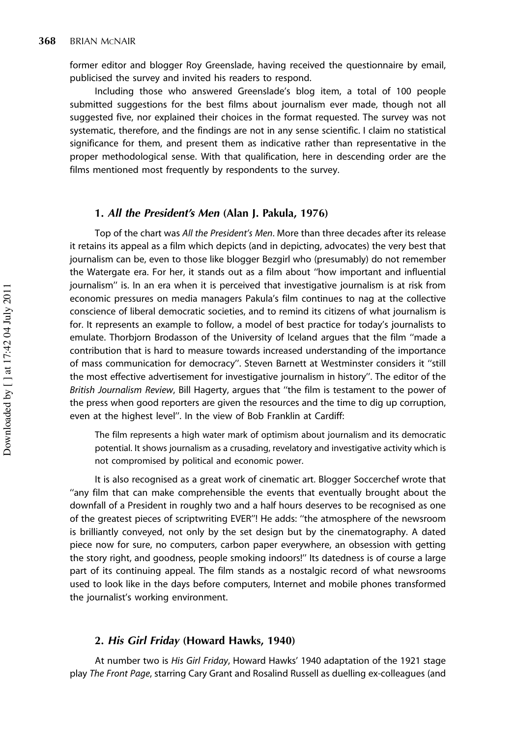former editor and blogger Roy Greenslade, having received the questionnaire by email, publicised the survey and invited his readers to respond.

Including those who answered Greenslade's blog item, a total of 100 people submitted suggestions for the best films about journalism ever made, though not all suggested five, nor explained their choices in the format requested. The survey was not systematic, therefore, and the findings are not in any sense scientific. I claim no statistical significance for them, and present them as indicative rather than representative in the proper methodological sense. With that qualification, here in descending order are the films mentioned most frequently by respondents to the survey.

### 1. *All the President's Men* (Alan J. Pakula, 1976)

Top of the chart was *All the President's Men*. More than three decades after its release it retains its appeal as a film which depicts (and in depicting, advocates) the very best that journalism can be, even to those like blogger Bezgirl who (presumably) do not remember the Watergate era. For her, it stands out as a film about ''how important and influential journalism'' is. In an era when it is perceived that investigative journalism is at risk from economic pressures on media managers Pakula's film continues to nag at the collective conscience of liberal democratic societies, and to remind its citizens of what journalism is for. It represents an example to follow, a model of best practice for today's journalists to emulate. Thorbjorn Brodasson of the University of Iceland argues that the film ''made a contribution that is hard to measure towards increased understanding of the importance of mass communication for democracy''. Steven Barnett at Westminster considers it ''still the most effective advertisement for investigative journalism in history''. The editor of the *British Journalism Review*, Bill Hagerty, argues that ''the film is testament to the power of the press when good reporters are given the resources and the time to dig up corruption, even at the highest level''. In the view of Bob Franklin at Cardiff:

> The film represents a high water mark of optimism about journalism and its democratic potential. It shows journalism as a crusading, revelatory and investigative activity which is not compromised by political and economic power.

It is also recognised as a great work of cinematic art. Blogger Soccerchef wrote that ''any film that can make comprehensible the events that eventually brought about the downfall of a President in roughly two and a half hours deserves to be recognised as one of the greatest pieces of scriptwriting EVER''! He adds: ''the atmosphere of the newsroom is brilliantly conveyed, not only by the set design but by the cinematography. A dated piece now for sure, no computers, carbon paper everywhere, an obsession with getting the story right, and goodness, people smoking indoors!'' Its datedness is of course a large part of its continuing appeal. The film stands as a nostalgic record of what newsrooms used to look like in the days before computers, Internet and mobile phones transformed the journalist's working environment.

### 2. *His Girl Friday* (Howard Hawks, 1940)

At number two is *His Girl Friday*, Howard Hawks' 1940 adaptation of the 1921 stage play *The Front Page*, starring Cary Grant and Rosalind Russell as duelling ex-colleagues (and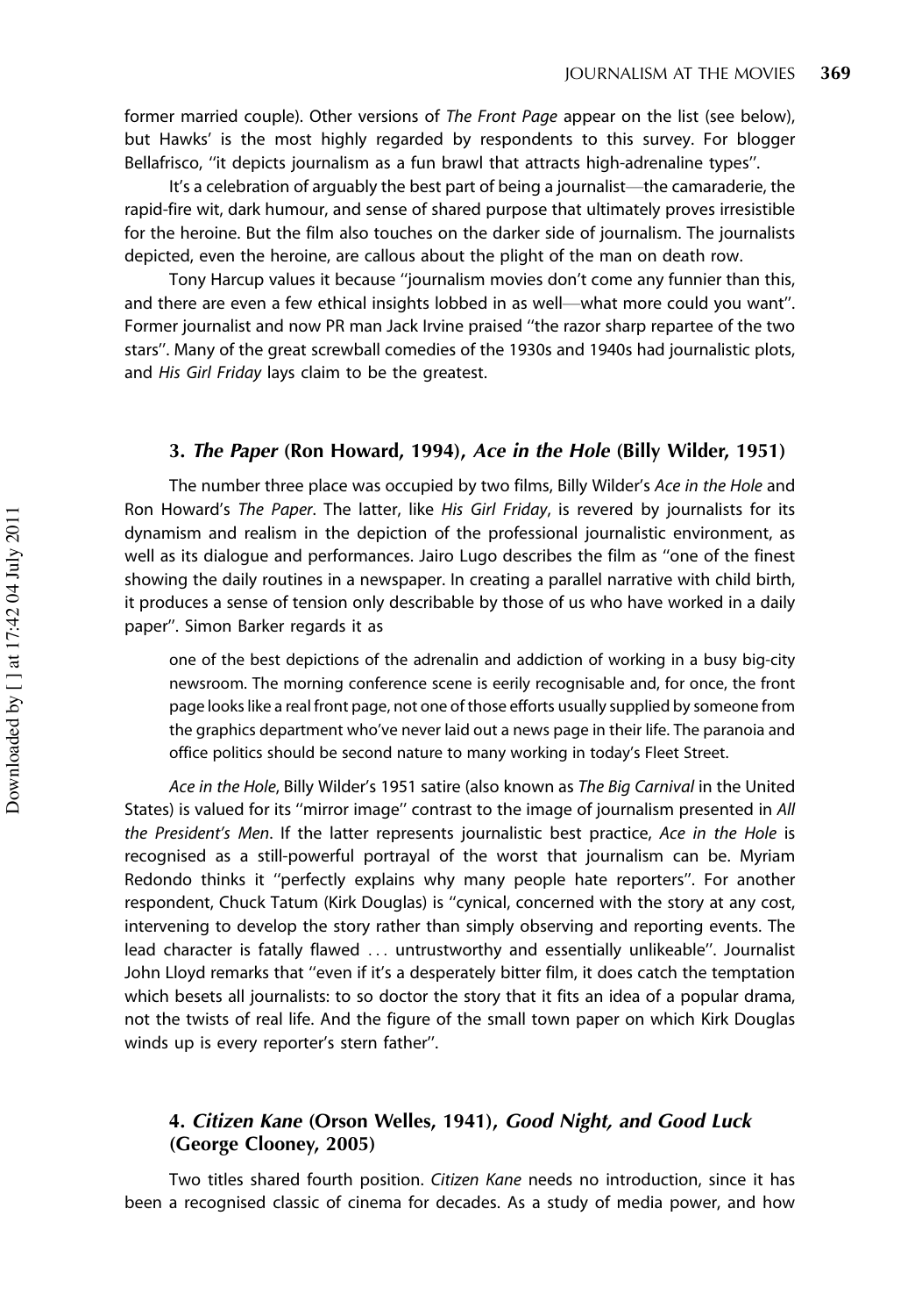former married couple). Other versions of *The Front Page* appear on the list (see below), but Hawks' is the most highly regarded by respondents to this survey. For blogger Bellafrisco, "it depicts journalism as a fun brawl that attracts high-adrenaline types".

It's a celebration of arguably the best part of being a journalist—the camaraderie, the rapid-fire wit, dark humour, and sense of shared purpose that ultimately proves irresistible for the heroine. But the film also touches on the darker side of journalism. The journalists depicted, even the heroine, are callous about the plight of the man on death row.

Tony Harcup values it because "journalism movies don't come any funnier than this, and there are even a few ethical insights lobbed in as well—what more could you want". Former journalist and now PR man Jack Irvine praised "the razor sharp repartee of the two stars". Many of the great screwball comedies of the 1930s and 1940s had journalistic plots, and *His Girl Friday* lays claim to be the greatest.

### 3. *The Paper* (Ron Howard, 1994), *Ace in the Hole* (Billy Wilder, 1951)

The number three place was occupied by two films, Billy Wilder's *Ace in the Hole* and Ron Howard's *The Paper*. The latter, like *His Girl Friday*, is revered by journalists for its dynamism and realism in the depiction of the professional journalistic environment, as well as its dialogue and performances. Jairo Lugo describes the film as "one of the finest showing the daily routines in a newspaper. In creating a parallel narrative with child birth, it produces a sense of tension only describable by those of us who have worked in a daily paper". Simon Barker regards it as

> one of the best depictions of the adrenalin and addiction of working in a busy big-city newsroom. The morning conference scene is eerily recognisable and, for once, the front page looks like a real front page, not one of those efforts usually supplied by someone from the graphics department who've never laid out a news page in their life. The paranoia and office politics should be second nature to many working in today's Fleet Street.

*Ace in the Hole*, Billy Wilder's 1951 satire (also known as *The Big Carnival* in the United States) is valued for its "mirror image" contrast to the image of journalism presented in *All the President's Men*. If the latter represents journalistic best practice, *Ace in the Hole* is recognised as a still-powerful portrayal of the worst that journalism can be. Myriam Redondo thinks it "perfectly explains why many people hate reporters". For another respondent, Chuck Tatum (Kirk Douglas) is "cynical, concerned with the story at any cost, intervening to develop the story rather than simply observing and reporting events. The lead character is fatally flawed ... untrustworthy and essentially unlikeable". Journalist John Lloyd remarks that "even if it's a desperately bitter film, it does catch the temptation which besets all journalists: to so doctor the story that it fits an idea of a popular drama, not the twists of real life. And the figure of the small town paper on which Kirk Douglas winds up is every reporter's stern father".

### 4. *Citizen Kane* (Orson Welles, 1941), *Good Night, and Good Luck* (George Clooney, 2005)

Two titles shared fourth position. *Citizen Kane* needs no introduction, since it has been a recognised classic of cinema for decades. As a study of media power, and how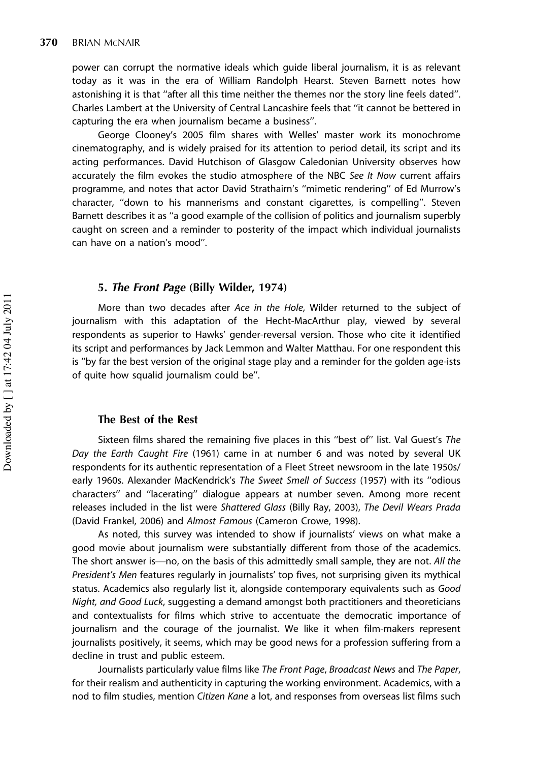power can corrupt the normative ideals which guide liberal journalism, it is as relevant today as it was in the era of William Randolph Hearst. Steven Barnett notes how astonishing it is that "after all this time neither the themes nor the story line feels dated". Charles Lambert at the University of Central Lancashire feels that "it cannot be bettered in capturing the era when journalism became a business".

George Clooney's 2005 film shares with Welles' master work its monochrome cinematography, and is widely praised for its attention to period detail, its script and its acting performances. David Hutchison of Glasgow Caledonian University observes how accurately the film evokes the studio atmosphere of the NBC *See It Now* current affairs programme, and notes that actor David Strathairn's "mimetic rendering" of Ed Murrow's character, "down to his mannerisms and constant cigarettes, is compelling". Steven Barnett describes it as "a good example of the collision of politics and journalism superbly caught on screen and a reminder to posterity of the impact which individual journalists can have on a nation's mood".

### 5. *The Front Page* (Billy Wilder, 1974)

More than two decades after *Ace in the Hole*, Wilder returned to the subject of journalism with this adaptation of the Hecht-MacArthur play, viewed by several respondents as superior to Hawks' gender-reversal version. Those who cite it identified its script and performances by Jack Lemmon and Walter Matthau. For one respondent this is "by far the best version of the original stage play and a reminder for the golden age-ists of quite how squalid journalism could be".

### The Best of the Rest

Sixteen films shared the remaining five places in this "best of" list. Val Guest's *The Day the Earth Caught Fire* (1961) came in at number 6 and was noted by several UK respondents for its authentic representation of a Fleet Street newsroom in the late 1950s/early 1960s. Alexander MacKendrick's *The Sweet Smell of Success* (1957) with its "odious characters" and "lacerating" dialogue appears at number seven. Among more recent releases included in the list were *Shattered Glass* (Billy Ray, 2003), *The Devil Wears Prada* (David Frankel, 2006) and *Almost Famous* (Cameron Crowe, 1998).

As noted, this survey was intended to show if journalists' views on what make a good movie about journalism were substantially different from those of the academics. The short answer is—no, on the basis of this admittedly small sample, they are not. *All the President's Men* features regularly in journalists' top fives, not surprising given its mythical status. Academics also regularly list it, alongside contemporary equivalents such as *Good Night, and Good Luck*, suggesting a demand amongst both practitioners and theoreticians and contextualists for films which strive to accentuate the democratic importance of journalism and the courage of the journalist. We like it when film-makers represent journalists positively, it seems, which may be good news for a profession suffering from a decline in trust and public esteem.

Journalists particularly value films like *The Front Page*, *Broadcast News* and *The Paper*, for their realism and authenticity in capturing the working environment. Academics, with a nod to film studies, mention *Citizen Kane* a lot, and responses from overseas list films such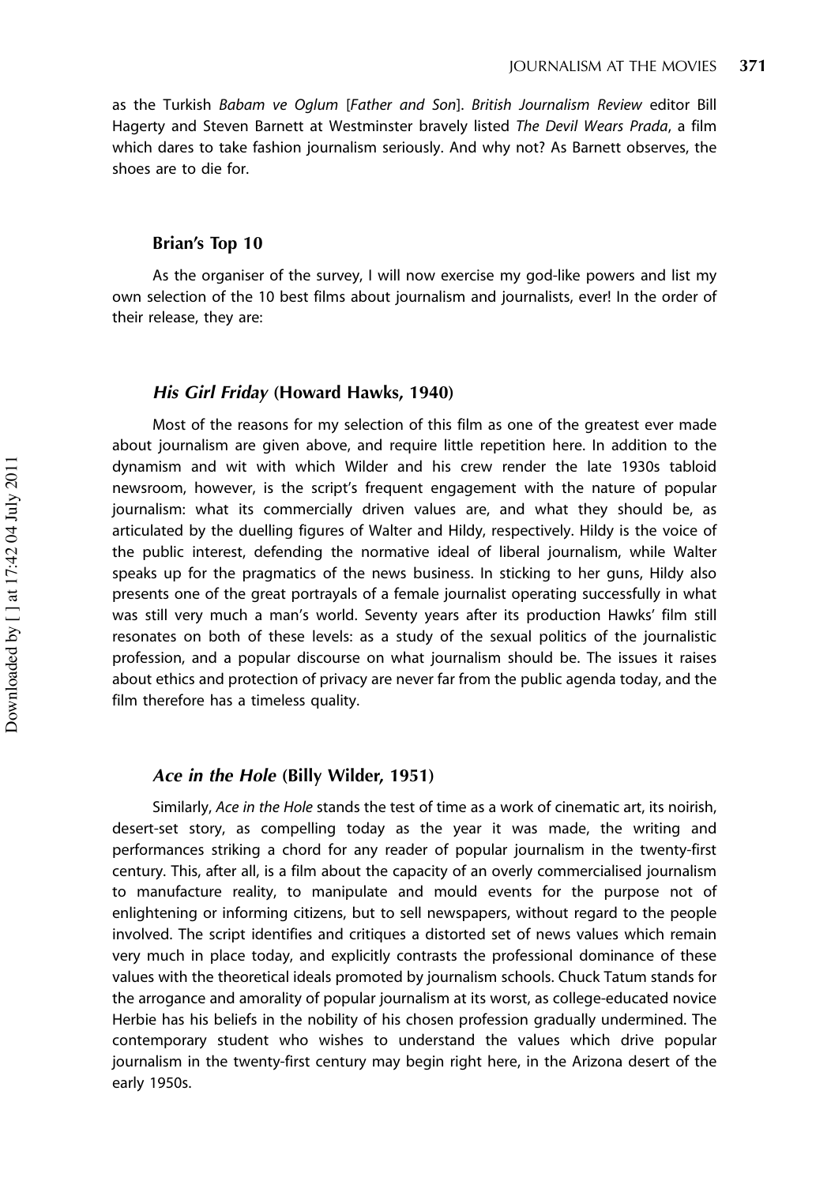as the Turkish *Babam ve Oglum* [*Father and Son*]. *British Journalism Review* editor Bill Hagerty and Steven Barnett at Westminster bravely listed *The Devil Wears Prada*, a film which dares to take fashion journalism seriously. And why not? As Barnett observes, the shoes are to die for.

## Brian's Top 10

As the organiser of the survey, I will now exercise my god-like powers and list my own selection of the 10 best films about journalism and journalists, ever! In the order of their release, they are:

### *His Girl Friday* (Howard Hawks, 1940)

Most of the reasons for my selection of this film as one of the greatest ever made about journalism are given above, and require little repetition here. In addition to the dynamism and wit with which Wilder and his crew render the late 1930s tabloid newsroom, however, is the script's frequent engagement with the nature of popular journalism: what its commercially driven values are, and what they should be, as articulated by the duelling figures of Walter and Hildy, respectively. Hildy is the voice of the public interest, defending the normative ideal of liberal journalism, while Walter speaks up for the pragmatics of the news business. In sticking to her guns, Hildy also presents one of the great portrayals of a female journalist operating successfully in what was still very much a man's world. Seventy years after its production Hawks' film still resonates on both of these levels: as a study of the sexual politics of the journalistic profession, and a popular discourse on what journalism should be. The issues it raises about ethics and protection of privacy are never far from the public agenda today, and the film therefore has a timeless quality.

### *Ace in the Hole* (Billy Wilder, 1951)

Similarly, *Ace in the Hole* stands the test of time as a work of cinematic art, its noirish, desert-set story, as compelling today as the year it was made, the writing and performances striking a chord for any reader of popular journalism in the twenty-first century. This, after all, is a film about the capacity of an overly commercialised journalism to manufacture reality, to manipulate and mould events for the purpose not of enlightening or informing citizens, but to sell newspapers, without regard to the people involved. The script identifies and critiques a distorted set of news values which remain very much in place today, and explicitly contrasts the professional dominance of these values with the theoretical ideals promoted by journalism schools. Chuck Tatum stands for the arrogance and amorality of popular journalism at its worst, as college-educated novice Herbie has his beliefs in the nobility of his chosen profession gradually undermined. The contemporary student who wishes to understand the values which drive popular journalism in the twenty-first century may begin right here, in the Arizona desert of the early 1950s.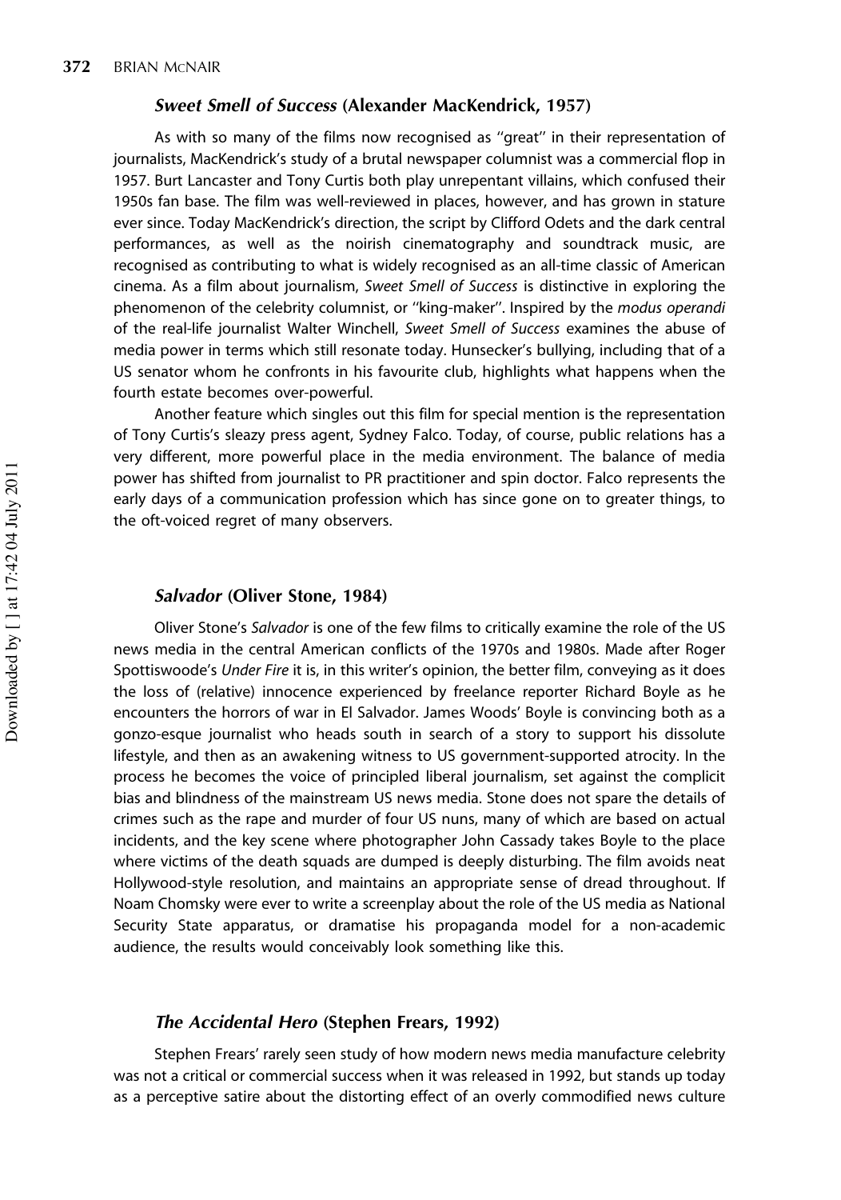### *Sweet Smell of Success* (Alexander MacKendrick, 1957)

As with so many of the films now recognised as ''great'' in their representation of journalists, MacKendrick's study of a brutal newspaper columnist was a commercial flop in 1957. Burt Lancaster and Tony Curtis both play unrepentant villains, which confused their 1950s fan base. The film was well-reviewed in places, however, and has grown in stature ever since. Today MacKendrick's direction, the script by Clifford Odets and the dark central performances, as well as the noirish cinematography and soundtrack music, are recognised as contributing to what is widely recognised as an all-time classic of American cinema. As a film about journalism, *Sweet Smell of Success* is distinctive in exploring the phenomenon of the celebrity columnist, or ''king-maker''. Inspired by the *modus operandi* of the real-life journalist Walter Winchell, *Sweet Smell of Success* examines the abuse of media power in terms which still resonate today. Hunsecker's bullying, including that of a US senator whom he confronts in his favourite club, highlights what happens when the fourth estate becomes over-powerful.

Another feature which singles out this film for special mention is the representation of Tony Curtis's sleazy press agent, Sydney Falco. Today, of course, public relations has a very different, more powerful place in the media environment. The balance of media power has shifted from journalist to PR practitioner and spin doctor. Falco represents the early days of a communication profession which has since gone on to greater things, to the oft-voiced regret of many observers.

### *Salvador* (Oliver Stone, 1984)

Oliver Stone's *Salvador* is one of the few films to critically examine the role of the US news media in the central American conflicts of the 1970s and 1980s. Made after Roger Spottiswoode's *Under Fire* it is, in this writer's opinion, the better film, conveying as it does the loss of (relative) innocence experienced by freelance reporter Richard Boyle as he encounters the horrors of war in El Salvador. James Woods' Boyle is convincing both as a gonzo-esque journalist who heads south in search of a story to support his dissolute lifestyle, and then as an awakening witness to US government-supported atrocity. In the process he becomes the voice of principled liberal journalism, set against the complicit bias and blindness of the mainstream US news media. Stone does not spare the details of crimes such as the rape and murder of four US nuns, many of which are based on actual incidents, and the key scene where photographer John Cassady takes Boyle to the place where victims of the death squads are dumped is deeply disturbing. The film avoids neat Hollywood-style resolution, and maintains an appropriate sense of dread throughout. If Noam Chomsky were ever to write a screenplay about the role of the US media as National Security State apparatus, or dramatise his propaganda model for a non-academic audience, the results would conceivably look something like this.

### *The Accidental Hero* (Stephen Frears, 1992)

Stephen Frears' rarely seen study of how modern news media manufacture celebrity was not a critical or commercial success when it was released in 1992, but stands up today as a perceptive satire about the distorting effect of an overly commodified news culture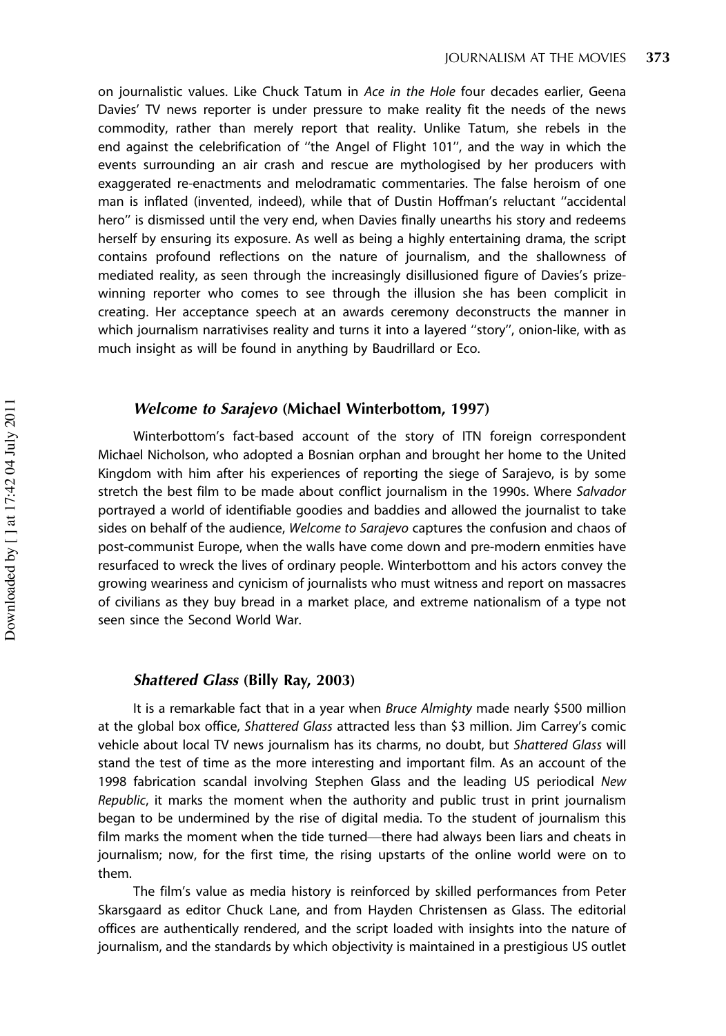on journalistic values. Like Chuck Tatum in *Ace in the Hole* four decades earlier, Geena Davies' TV news reporter is under pressure to make reality fit the needs of the news commodity, rather than merely report that reality. Unlike Tatum, she rebels in the end against the celebrification of ''the Angel of Flight 101'', and the way in which the events surrounding an air crash and rescue are mythologised by her producers with exaggerated re-enactments and melodramatic commentaries. The false heroism of one man is inflated (invented, indeed), while that of Dustin Hoffman's reluctant ''accidental hero'' is dismissed until the very end, when Davies finally unearths his story and redeems herself by ensuring its exposure. As well as being a highly entertaining drama, the script contains profound reflections on the nature of journalism, and the shallowness of mediated reality, as seen through the increasingly disillusioned figure of Davies's prize-winning reporter who comes to see through the illusion she has been complicit in creating. Her acceptance speech at an awards ceremony deconstructs the manner in which journalism narrativises reality and turns it into a layered ''story'', onion-like, with as much insight as will be found in anything by Baudrillard or Eco.

### *Welcome to Sarajevo* (Michael Winterbottom, 1997)

Winterbottom's fact-based account of the story of ITN foreign correspondent Michael Nicholson, who adopted a Bosnian orphan and brought her home to the United Kingdom with him after his experiences of reporting the siege of Sarajevo, is by some stretch the best film to be made about conflict journalism in the 1990s. Where *Salvador* portrayed a world of identifiable goodies and baddies and allowed the journalist to take sides on behalf of the audience, *Welcome to Sarajevo* captures the confusion and chaos of post-communist Europe, when the walls have come down and pre-modern enmities have resurfaced to wreck the lives of ordinary people. Winterbottom and his actors convey the growing weariness and cynicism of journalists who must witness and report on massacres of civilians as they buy bread in a market place, and extreme nationalism of a type not seen since the Second World War.

### *Shattered Glass* (Billy Ray, 2003)

It is a remarkable fact that in a year when *Bruce Almighty* made nearly $500 million at the global box office, *Shattered Glass* attracted less than $3 million. Jim Carrey's comic vehicle about local TV news journalism has its charms, no doubt, but *Shattered Glass* will stand the test of time as the more interesting and important film. As an account of the 1998 fabrication scandal involving Stephen Glass and the leading US periodical *New Republic*, it marks the moment when the authority and public trust in print journalism began to be undermined by the rise of digital media. To the student of journalism this film marks the moment when the tide turned—there had always been liars and cheats in journalism; now, for the first time, the rising upstarts of the online world were on to them.

The film's value as media history is reinforced by skilled performances from Peter Skarsgaard as editor Chuck Lane, and from Hayden Christensen as Glass. The editorial offices are authentically rendered, and the script loaded with insights into the nature of journalism, and the standards by which objectivity is maintained in a prestigious US outlet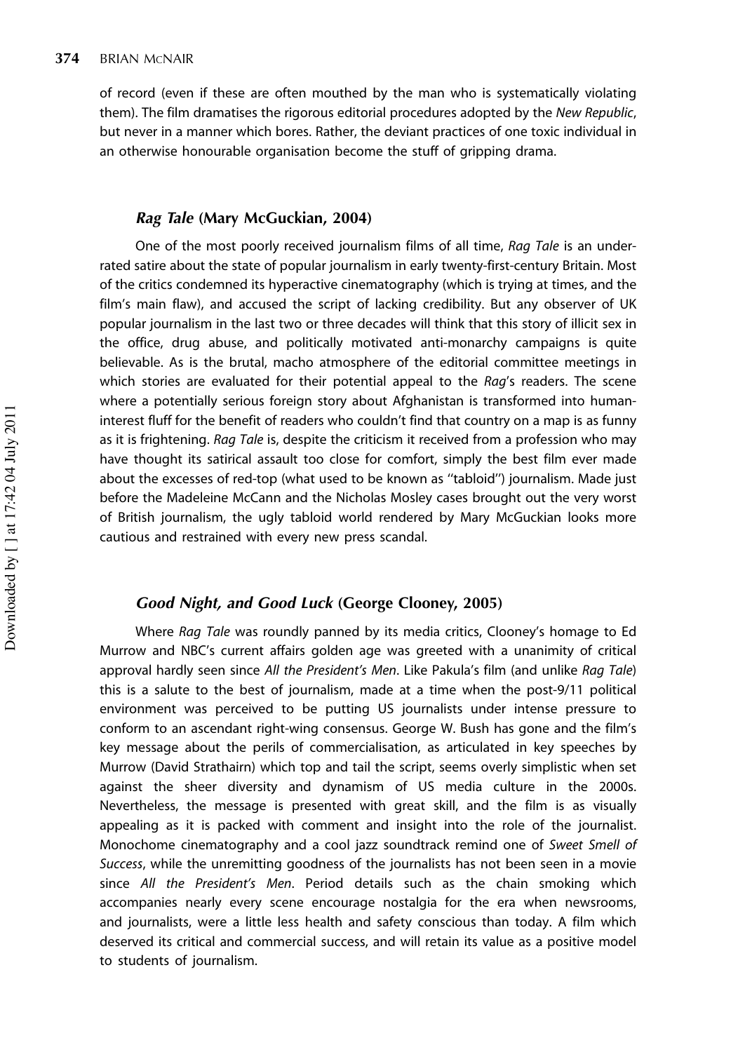of record (even if these are often mouthed by the man who is systematically violating them). The film dramatises the rigorous editorial procedures adopted by the *New Republic*, but never in a manner which bores. Rather, the deviant practices of one toxic individual in an otherwise honourable organisation become the stuff of gripping drama.

### *Rag Tale* (Mary McGuckian, 2004)

One of the most poorly received journalism films of all time, *Rag Tale* is an underrated satire about the state of popular journalism in early twenty-first-century Britain. Most of the critics condemned its hyperactive cinematography (which is trying at times, and the film's main flaw), and accused the script of lacking credibility. But any observer of UK popular journalism in the last two or three decades will think that this story of illicit sex in the office, drug abuse, and politically motivated anti-monarchy campaigns is quite believable. As is the brutal, macho atmosphere of the editorial committee meetings in which stories are evaluated for their potential appeal to the *Rag*'s readers. The scene where a potentially serious foreign story about Afghanistan is transformed into human-interest fluff for the benefit of readers who couldn't find that country on a map is as funny as it is frightening. *Rag Tale* is, despite the criticism it received from a profession who may have thought its satirical assault too close for comfort, simply the best film ever made about the excesses of red-top (what used to be known as ''tabloid'') journalism. Made just before the Madeleine McCann and the Nicholas Mosley cases brought out the very worst of British journalism, the ugly tabloid world rendered by Mary McGuckian looks more cautious and restrained with every new press scandal.

### *Good Night, and Good Luck* (George Clooney, 2005)

Where *Rag Tale* was roundly panned by its media critics, Clooney's homage to Ed Murrow and NBC's current affairs golden age was greeted with a unanimity of critical approval hardly seen since *All the President's Men*. Like Pakula's film (and unlike *Rag Tale*) this is a salute to the best of journalism, made at a time when the post-9/11 political environment was perceived to be putting US journalists under intense pressure to conform to an ascendant right-wing consensus. George W. Bush has gone and the film's key message about the perils of commercialisation, as articulated in key speeches by Murrow (David Strathairn) which top and tail the script, seems overly simplistic when set against the sheer diversity and dynamism of US media culture in the 2000s. Nevertheless, the message is presented with great skill, and the film is as visually appealing as it is packed with comment and insight into the role of the journalist. Monochome cinematography and a cool jazz soundtrack remind one of *Sweet Smell of Success*, while the unremitting goodness of the journalists has not been seen in a movie since *All the President's Men*. Period details such as the chain smoking which accompanies nearly every scene encourage nostalgia for the era when newsrooms, and journalists, were a little less health and safety conscious than today. A film which deserved its critical and commercial success, and will retain its value as a positive model to students of journalism.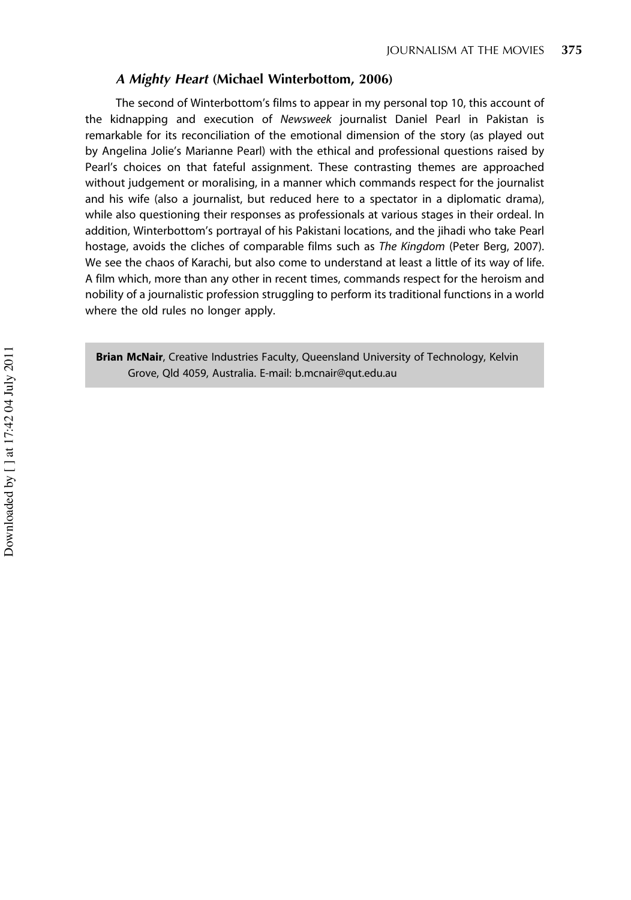### *A Mighty Heart* (Michael Winterbottom, 2006)

The second of Winterbottom's films to appear in my personal top 10, this account of the kidnapping and execution of *Newsweek* journalist Daniel Pearl in Pakistan is remarkable for its reconciliation of the emotional dimension of the story (as played out by Angelina Jolie's Marianne Pearl) with the ethical and professional questions raised by Pearl's choices on that fateful assignment. These contrasting themes are approached without judgement or moralising, in a manner which commands respect for the journalist and his wife (also a journalist, but reduced here to a spectator in a diplomatic drama), while also questioning their responses as professionals at various stages in their ordeal. In addition, Winterbottom's portrayal of his Pakistani locations, and the jihadi who take Pearl hostage, avoids the cliches of comparable films such as *The Kingdom* (Peter Berg, 2007). We see the chaos of Karachi, but also come to understand at least a little of its way of life. A film which, more than any other in recent times, commands respect for the heroism and nobility of a journalistic profession struggling to perform its traditional functions in a world where the old rules no longer apply.

**Brian McNair**, Creative Industries Faculty, Queensland University of Technology, Kelvin Grove, Qld 4059, Australia. E-mail: b.mcnair@qut.edu.au